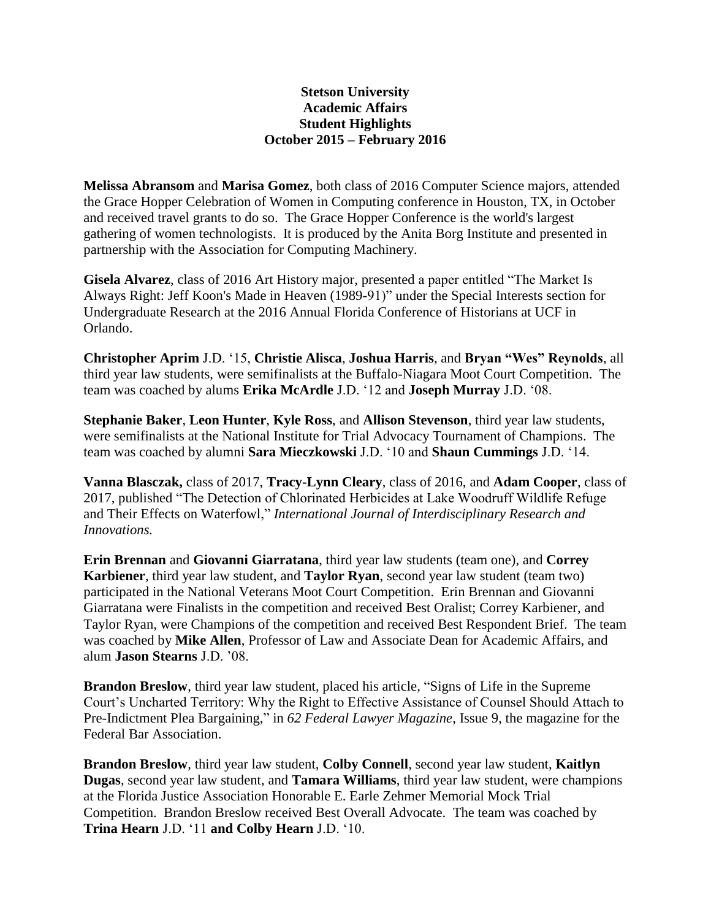**Stetson University**
**Academic Affairs**
**Student Highlights**
**October 2015 – February 2016**

**Melissa Abransom** and **Marisa Gomez**, both class of 2016 Computer Science majors, attended the Grace Hopper Celebration of Women in Computing conference in Houston, TX, in October and received travel grants to do so. The Grace Hopper Conference is the world's largest gathering of women technologists. It is produced by the Anita Borg Institute and presented in partnership with the Association for Computing Machinery.

**Gisela Alvarez**, class of 2016 Art History major, presented a paper entitled "The Market Is Always Right: Jeff Koon's Made in Heaven (1989-91)" under the Special Interests section for Undergraduate Research at the 2016 Annual Florida Conference of Historians at UCF in Orlando.

**Christopher Aprim** J.D. '15, **Christie Alisca**, **Joshua Harris**, and **Bryan "Wes" Reynolds**, all third year law students, were semifinalists at the Buffalo-Niagara Moot Court Competition. The team was coached by alums **Erika McArdle** J.D. '12 and **Joseph Murray** J.D. '08.

**Stephanie Baker**, **Leon Hunter**, **Kyle Ross**, and **Allison Stevenson**, third year law students, were semifinalists at the National Institute for Trial Advocacy Tournament of Champions. The team was coached by alumni **Sara Mieczkowski** J.D. '10 and **Shaun Cummings** J.D. '14.

**Vanna Blasczak,** class of 2017, **Tracy-Lynn Cleary**, class of 2016, and **Adam Cooper**, class of 2017, published "The Detection of Chlorinated Herbicides at Lake Woodruff Wildlife Refuge and Their Effects on Waterfowl," *International Journal of Interdisciplinary Research and Innovations.*

**Erin Brennan** and **Giovanni Giarratana**, third year law students (team one), and **Correy Karbiener**, third year law student, and **Taylor Ryan**, second year law student (team two) participated in the National Veterans Moot Court Competition. Erin Brennan and Giovanni Giarratana were Finalists in the competition and received Best Oralist; Correy Karbiener, and Taylor Ryan, were Champions of the competition and received Best Respondent Brief. The team was coached by **Mike Allen**, Professor of Law and Associate Dean for Academic Affairs, and alum **Jason Stearns** J.D. '08.

**Brandon Breslow**, third year law student, placed his article, "Signs of Life in the Supreme Court's Uncharted Territory: Why the Right to Effective Assistance of Counsel Should Attach to Pre-Indictment Plea Bargaining," in *62 Federal Lawyer Magazine*, Issue 9, the magazine for the Federal Bar Association.

**Brandon Breslow**, third year law student, **Colby Connell**, second year law student, **Kaitlyn Dugas**, second year law student, and **Tamara Williams**, third year law student, were champions at the Florida Justice Association Honorable E. Earle Zehmer Memorial Mock Trial Competition. Brandon Breslow received Best Overall Advocate. The team was coached by **Trina Hearn** J.D. '11 **and Colby Hearn** J.D. '10.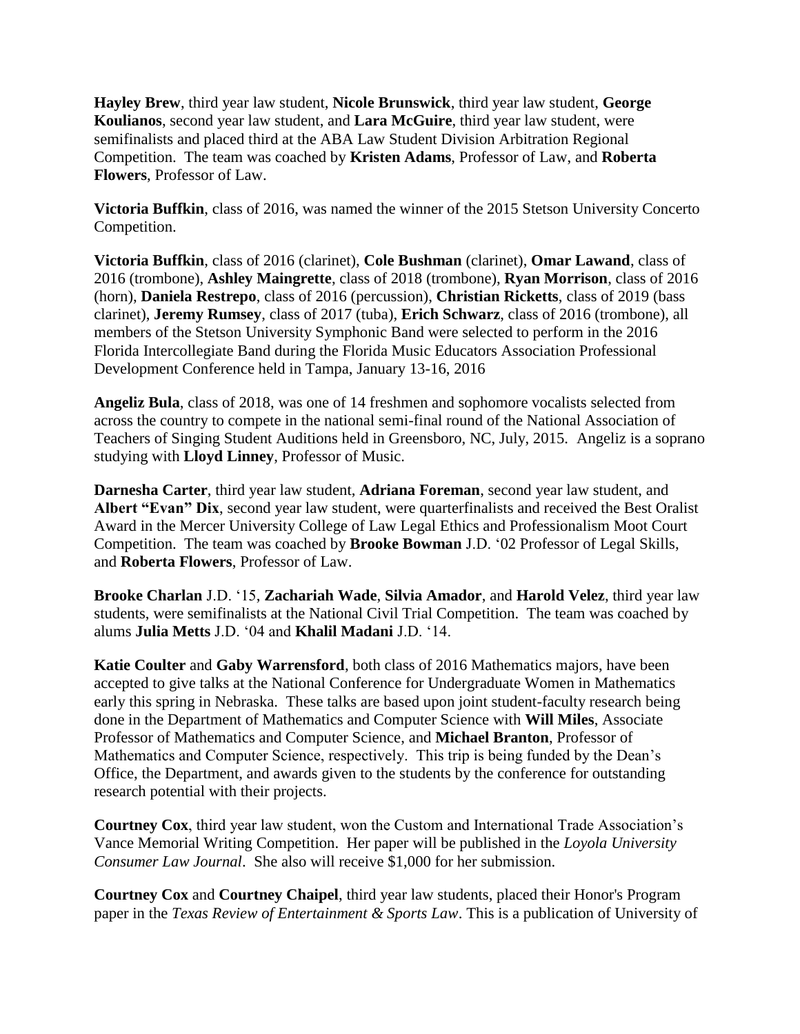**Hayley Brew**, third year law student, **Nicole Brunswick**, third year law student, **George Koulianos**, second year law student, and **Lara McGuire**, third year law student, were semifinalists and placed third at the ABA Law Student Division Arbitration Regional Competition. The team was coached by **Kristen Adams**, Professor of Law, and **Roberta Flowers**, Professor of Law.

**Victoria Buffkin**, class of 2016, was named the winner of the 2015 Stetson University Concerto Competition.

**Victoria Buffkin**, class of 2016 (clarinet), **Cole Bushman** (clarinet), **Omar Lawand**, class of 2016 (trombone), **Ashley Maingrette**, class of 2018 (trombone), **Ryan Morrison**, class of 2016 (horn), **Daniela Restrepo**, class of 2016 (percussion), **Christian Ricketts**, class of 2019 (bass clarinet), **Jeremy Rumsey**, class of 2017 (tuba), **Erich Schwarz**, class of 2016 (trombone), all members of the Stetson University Symphonic Band were selected to perform in the 2016 Florida Intercollegiate Band during the Florida Music Educators Association Professional Development Conference held in Tampa, January 13-16, 2016

**Angeliz Bula**, class of 2018, was one of 14 freshmen and sophomore vocalists selected from across the country to compete in the national semi-final round of the National Association of Teachers of Singing Student Auditions held in Greensboro, NC, July, 2015. Angeliz is a soprano studying with **Lloyd Linney**, Professor of Music.

**Darnesha Carter**, third year law student, **Adriana Foreman**, second year law student, and **Albert "Evan" Dix**, second year law student, were quarterfinalists and received the Best Oralist Award in the Mercer University College of Law Legal Ethics and Professionalism Moot Court Competition. The team was coached by **Brooke Bowman** J.D. '02 Professor of Legal Skills, and **Roberta Flowers**, Professor of Law.

**Brooke Charlan** J.D. '15, **Zachariah Wade**, **Silvia Amador**, and **Harold Velez**, third year law students, were semifinalists at the National Civil Trial Competition. The team was coached by alums **Julia Metts** J.D. '04 and **Khalil Madani** J.D. '14.

**Katie Coulter** and **Gaby Warrensford**, both class of 2016 Mathematics majors, have been accepted to give talks at the National Conference for Undergraduate Women in Mathematics early this spring in Nebraska. These talks are based upon joint student-faculty research being done in the Department of Mathematics and Computer Science with **Will Miles**, Associate Professor of Mathematics and Computer Science, and **Michael Branton**, Professor of Mathematics and Computer Science, respectively. This trip is being funded by the Dean's Office, the Department, and awards given to the students by the conference for outstanding research potential with their projects.

**Courtney Cox**, third year law student, won the Custom and International Trade Association's Vance Memorial Writing Competition. Her paper will be published in the *Loyola University Consumer Law Journal*. She also will receive $1,000 for her submission.

**Courtney Cox** and **Courtney Chaipel**, third year law students, placed their Honor's Program paper in the *Texas Review of Entertainment & Sports Law*. This is a publication of University of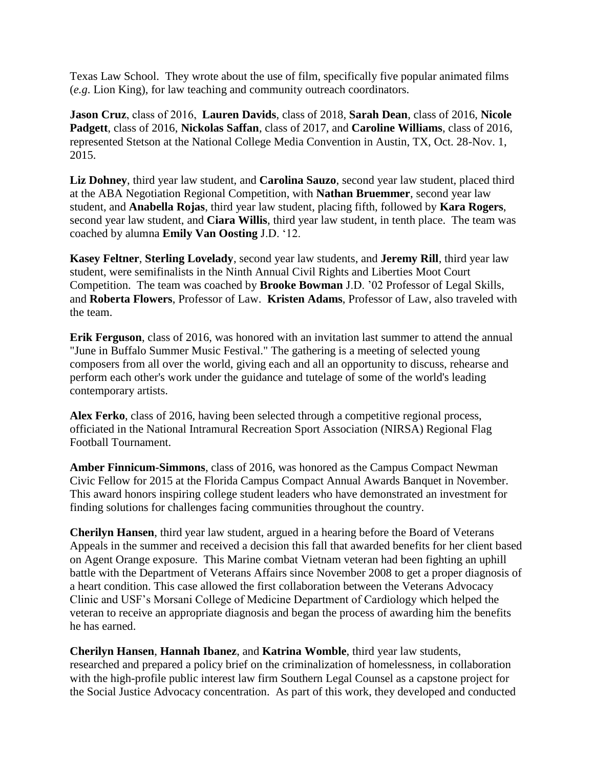Texas Law School. They wrote about the use of film, specifically five popular animated films (*e.g*. Lion King), for law teaching and community outreach coordinators.

**Jason Cruz**, class of 2016, **Lauren Davids**, class of 2018, **Sarah Dean**, class of 2016, **Nicole Padgett**, class of 2016, **Nickolas Saffan**, class of 2017, and **Caroline Williams**, class of 2016, represented Stetson at the National College Media Convention in Austin, TX, Oct. 28-Nov. 1, 2015.

**Liz Dohney**, third year law student, and **Carolina Sauzo**, second year law student, placed third at the ABA Negotiation Regional Competition, with **Nathan Bruemmer**, second year law student, and **Anabella Rojas**, third year law student, placing fifth, followed by **Kara Rogers**, second year law student, and **Ciara Willis**, third year law student, in tenth place. The team was coached by alumna **Emily Van Oosting** J.D. '12.

**Kasey Feltner**, **Sterling Lovelady**, second year law students, and **Jeremy Rill**, third year law student, were semifinalists in the Ninth Annual Civil Rights and Liberties Moot Court Competition. The team was coached by **Brooke Bowman** J.D. '02 Professor of Legal Skills, and **Roberta Flowers**, Professor of Law. **Kristen Adams**, Professor of Law, also traveled with the team.

**Erik Ferguson**, class of 2016, was honored with an invitation last summer to attend the annual "June in Buffalo Summer Music Festival." The gathering is a meeting of selected young composers from all over the world, giving each and all an opportunity to discuss, rehearse and perform each other's work under the guidance and tutelage of some of the world's leading contemporary artists.

**Alex Ferko**, class of 2016, having been selected through a competitive regional process, officiated in the National Intramural Recreation Sport Association (NIRSA) Regional Flag Football Tournament.

**Amber Finnicum-Simmons**, class of 2016, was honored as the Campus Compact Newman Civic Fellow for 2015 at the Florida Campus Compact Annual Awards Banquet in November. This award honors inspiring college student leaders who have demonstrated an investment for finding solutions for challenges facing communities throughout the country.

**Cherilyn Hansen**, third year law student, argued in a hearing before the Board of Veterans Appeals in the summer and received a decision this fall that awarded benefits for her client based on Agent Orange exposure. This Marine combat Vietnam veteran had been fighting an uphill battle with the Department of Veterans Affairs since November 2008 to get a proper diagnosis of a heart condition. This case allowed the first collaboration between the Veterans Advocacy Clinic and USF's Morsani College of Medicine Department of Cardiology which helped the veteran to receive an appropriate diagnosis and began the process of awarding him the benefits he has earned.

**Cherilyn Hansen**, **Hannah Ibanez**, and **Katrina Womble**, third year law students, researched and prepared a policy brief on the criminalization of homelessness, in collaboration with the high-profile public interest law firm Southern Legal Counsel as a capstone project for the Social Justice Advocacy concentration. As part of this work, they developed and conducted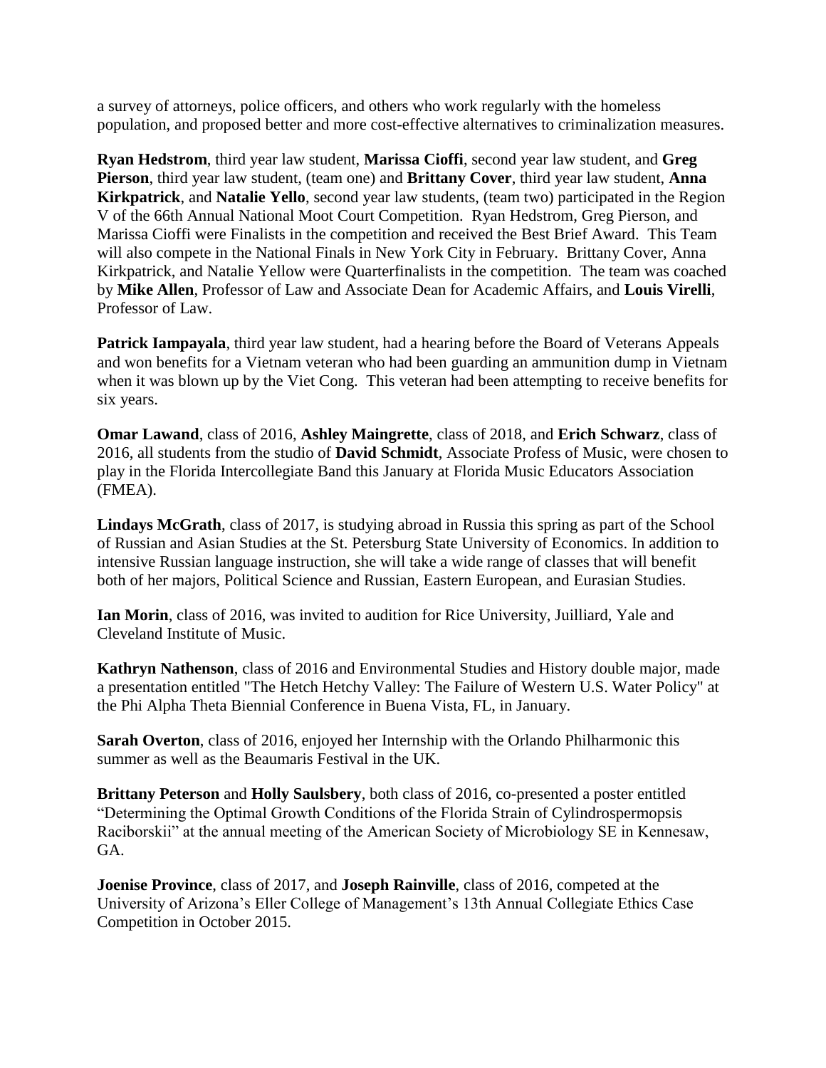a survey of attorneys, police officers, and others who work regularly with the homeless population, and proposed better and more cost-effective alternatives to criminalization measures.

**Ryan Hedstrom**, third year law student, **Marissa Cioffi**, second year law student, and **Greg Pierson**, third year law student, (team one) and **Brittany Cover**, third year law student, **Anna Kirkpatrick**, and **Natalie Yello**, second year law students, (team two) participated in the Region V of the 66th Annual National Moot Court Competition. Ryan Hedstrom, Greg Pierson, and Marissa Cioffi were Finalists in the competition and received the Best Brief Award. This Team will also compete in the National Finals in New York City in February. Brittany Cover, Anna Kirkpatrick, and Natalie Yellow were Quarterfinalists in the competition. The team was coached by **Mike Allen**, Professor of Law and Associate Dean for Academic Affairs, and **Louis Virelli**, Professor of Law.

**Patrick Iampayala**, third year law student, had a hearing before the Board of Veterans Appeals and won benefits for a Vietnam veteran who had been guarding an ammunition dump in Vietnam when it was blown up by the Viet Cong. This veteran had been attempting to receive benefits for six years.

**Omar Lawand**, class of 2016, **Ashley Maingrette**, class of 2018, and **Erich Schwarz**, class of 2016, all students from the studio of **David Schmidt**, Associate Profess of Music, were chosen to play in the Florida Intercollegiate Band this January at Florida Music Educators Association (FMEA).

**Lindays McGrath**, class of 2017, is studying abroad in Russia this spring as part of the School of Russian and Asian Studies at the St. Petersburg State University of Economics. In addition to intensive Russian language instruction, she will take a wide range of classes that will benefit both of her majors, Political Science and Russian, Eastern European, and Eurasian Studies.

**Ian Morin**, class of 2016, was invited to audition for Rice University, Juilliard, Yale and Cleveland Institute of Music.

**Kathryn Nathenson**, class of 2016 and Environmental Studies and History double major, made a presentation entitled "The Hetch Hetchy Valley: The Failure of Western U.S. Water Policy" at the Phi Alpha Theta Biennial Conference in Buena Vista, FL, in January.

**Sarah Overton**, class of 2016, enjoyed her Internship with the Orlando Philharmonic this summer as well as the Beaumaris Festival in the UK.

**Brittany Peterson** and **Holly Saulsbery**, both class of 2016, co-presented a poster entitled "Determining the Optimal Growth Conditions of the Florida Strain of Cylindrospermopsis Raciborskii" at the annual meeting of the American Society of Microbiology SE in Kennesaw, GA.

**Joenise Province**, class of 2017, and **Joseph Rainville**, class of 2016, competed at the University of Arizona's Eller College of Management's 13th Annual Collegiate Ethics Case Competition in October 2015.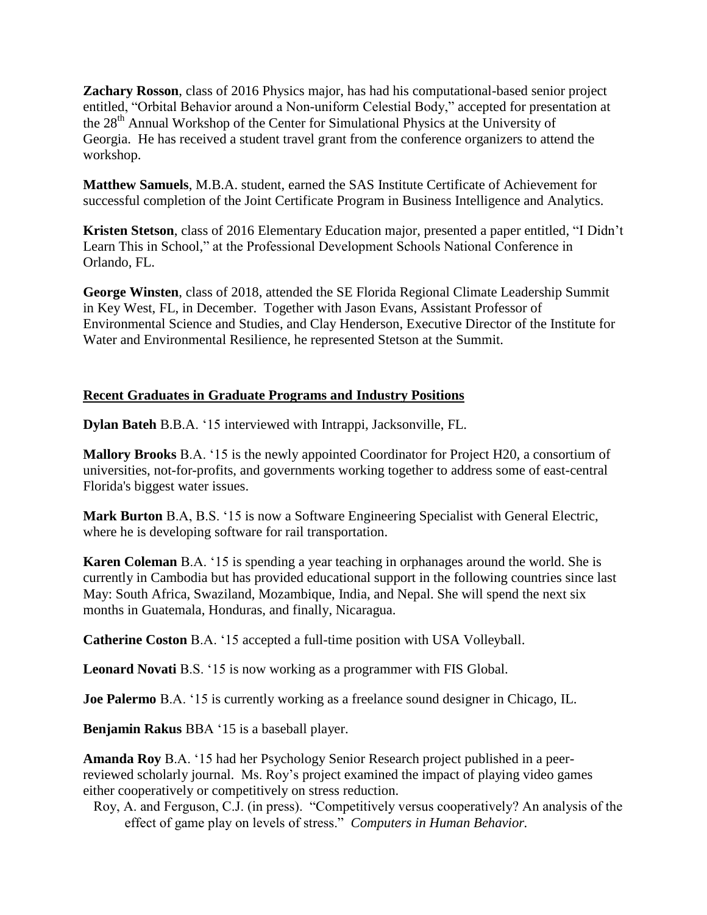**Zachary Rosson**, class of 2016 Physics major, has had his computational-based senior project entitled, "Orbital Behavior around a Non-uniform Celestial Body," accepted for presentation at the 28th Annual Workshop of the Center for Simulational Physics at the University of Georgia. He has received a student travel grant from the conference organizers to attend the workshop.

**Matthew Samuels**, M.B.A. student, earned the SAS Institute Certificate of Achievement for successful completion of the Joint Certificate Program in Business Intelligence and Analytics.

**Kristen Stetson**, class of 2016 Elementary Education major, presented a paper entitled, "I Didn't Learn This in School," at the Professional Development Schools National Conference in Orlando, FL.

**George Winsten**, class of 2018, attended the SE Florida Regional Climate Leadership Summit in Key West, FL, in December. Together with Jason Evans, Assistant Professor of Environmental Science and Studies, and Clay Henderson, Executive Director of the Institute for Water and Environmental Resilience, he represented Stetson at the Summit.

## Recent Graduates in Graduate Programs and Industry Positions

**Dylan Bateh** B.B.A. '15 interviewed with Intrappi, Jacksonville, FL.

**Mallory Brooks** B.A. '15 is the newly appointed Coordinator for Project H20, a consortium of universities, not-for-profits, and governments working together to address some of east-central Florida's biggest water issues.

**Mark Burton** B.A, B.S. '15 is now a Software Engineering Specialist with General Electric, where he is developing software for rail transportation.

**Karen Coleman** B.A. '15 is spending a year teaching in orphanages around the world. She is currently in Cambodia but has provided educational support in the following countries since last May: South Africa, Swaziland, Mozambique, India, and Nepal. She will spend the next six months in Guatemala, Honduras, and finally, Nicaragua.

**Catherine Coston** B.A. '15 accepted a full-time position with USA Volleyball.

**Leonard Novati** B.S. '15 is now working as a programmer with FIS Global.

**Joe Palermo** B.A. '15 is currently working as a freelance sound designer in Chicago, IL.

**Benjamin Rakus** BBA '15 is a baseball player.

**Amanda Roy** B.A. '15 had her Psychology Senior Research project published in a peer-reviewed scholarly journal. Ms. Roy's project examined the impact of playing video games either cooperatively or competitively on stress reduction.

Roy, A. and Ferguson, C.J. (in press). "Competitively versus cooperatively? An analysis of the effect of game play on levels of stress." *Computers in Human Behavior.*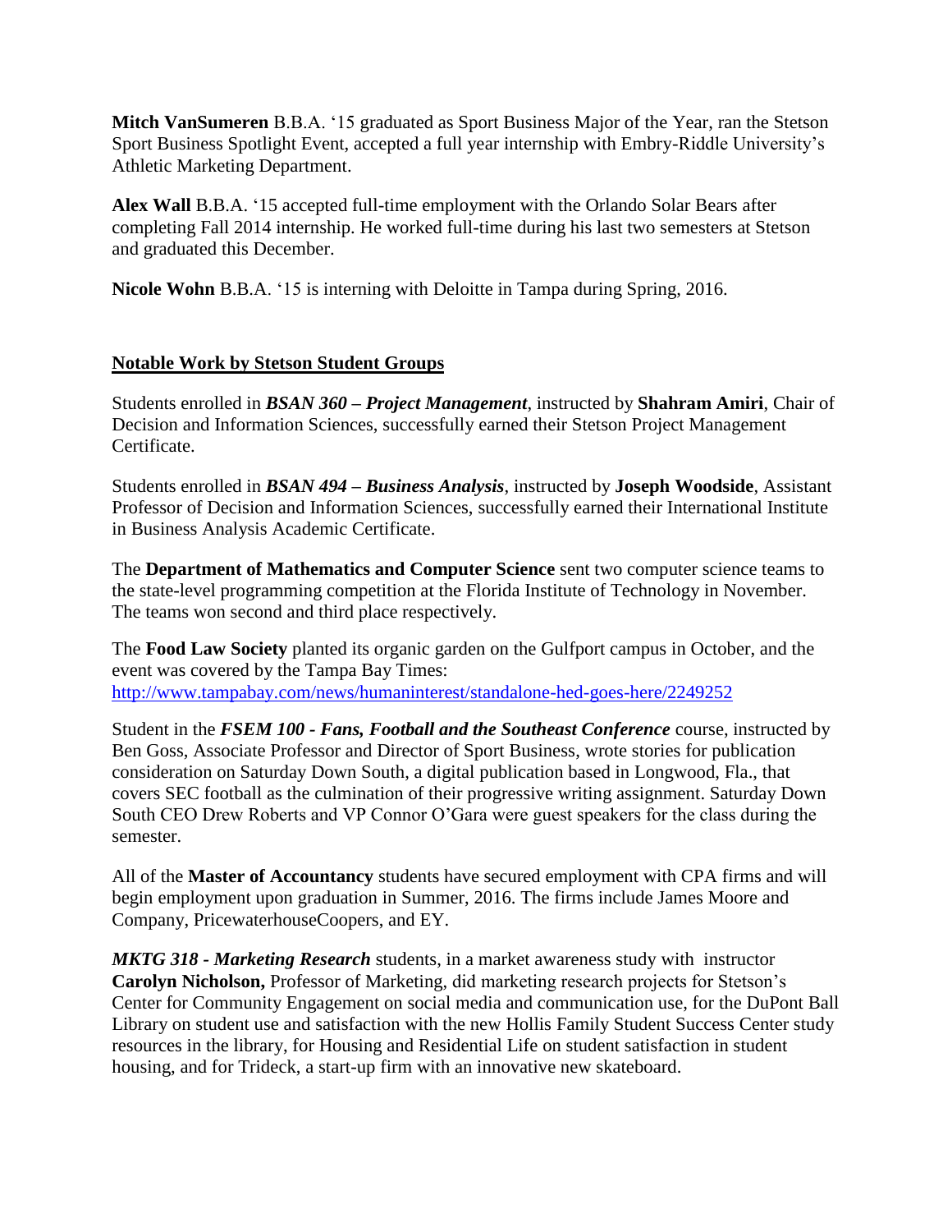**Mitch VanSumeren** B.B.A. '15 graduated as Sport Business Major of the Year, ran the Stetson Sport Business Spotlight Event, accepted a full year internship with Embry-Riddle University's Athletic Marketing Department.

**Alex Wall** B.B.A. '15 accepted full-time employment with the Orlando Solar Bears after completing Fall 2014 internship. He worked full-time during his last two semesters at Stetson and graduated this December.

**Nicole Wohn** B.B.A. '15 is interning with Deloitte in Tampa during Spring, 2016.

## Notable Work by Stetson Student Groups

Students enrolled in ***BSAN 360 – Project Management***, instructed by **Shahram Amiri**, Chair of Decision and Information Sciences, successfully earned their Stetson Project Management Certificate.

Students enrolled in ***BSAN 494 – Business Analysis***, instructed by **Joseph Woodside**, Assistant Professor of Decision and Information Sciences, successfully earned their International Institute in Business Analysis Academic Certificate.

The **Department of Mathematics and Computer Science** sent two computer science teams to the state-level programming competition at the Florida Institute of Technology in November. The teams won second and third place respectively.

The **Food Law Society** planted its organic garden on the Gulfport campus in October, and the event was covered by the Tampa Bay Times: http://www.tampabay.com/news/humaninterest/standalone-hed-goes-here/2249252

Student in the ***FSEM 100 - Fans, Football and the Southeast Conference*** course, instructed by Ben Goss, Associate Professor and Director of Sport Business, wrote stories for publication consideration on Saturday Down South, a digital publication based in Longwood, Fla., that covers SEC football as the culmination of their progressive writing assignment. Saturday Down South CEO Drew Roberts and VP Connor O'Gara were guest speakers for the class during the semester.

All of the **Master of Accountancy** students have secured employment with CPA firms and will begin employment upon graduation in Summer, 2016. The firms include James Moore and Company, PricewaterhouseCoopers, and EY.

***MKTG 318 - Marketing Research*** students, in a market awareness study with instructor **Carolyn Nicholson,** Professor of Marketing, did marketing research projects for Stetson's Center for Community Engagement on social media and communication use, for the DuPont Ball Library on student use and satisfaction with the new Hollis Family Student Success Center study resources in the library, for Housing and Residential Life on student satisfaction in student housing, and for Trideck, a start-up firm with an innovative new skateboard.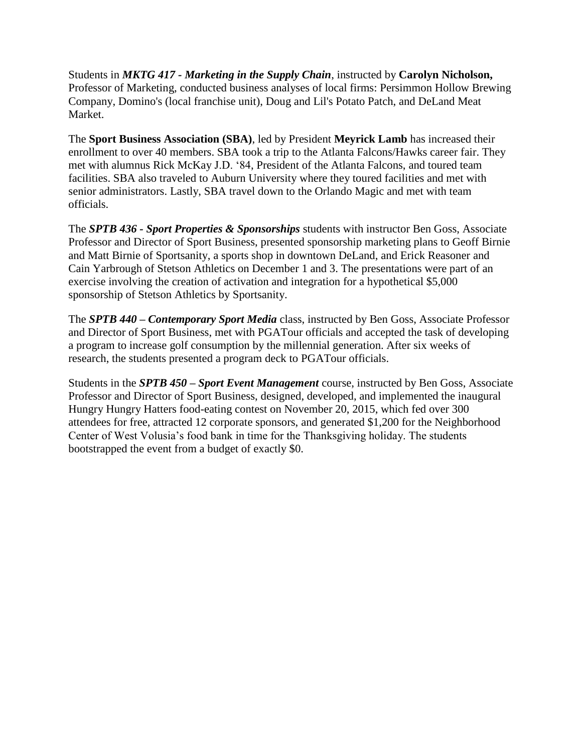Students in ***MKTG 417 - Marketing in the Supply Chain***, instructed by **Carolyn Nicholson,** Professor of Marketing, conducted business analyses of local firms: Persimmon Hollow Brewing Company, Domino's (local franchise unit), Doug and Lil's Potato Patch, and DeLand Meat Market.

The **Sport Business Association (SBA)**, led by President **Meyrick Lamb** has increased their enrollment to over 40 members. SBA took a trip to the Atlanta Falcons/Hawks career fair. They met with alumnus Rick McKay J.D. '84, President of the Atlanta Falcons, and toured team facilities. SBA also traveled to Auburn University where they toured facilities and met with senior administrators. Lastly, SBA travel down to the Orlando Magic and met with team officials.

The ***SPTB 436 - Sport Properties & Sponsorships*** students with instructor Ben Goss, Associate Professor and Director of Sport Business, presented sponsorship marketing plans to Geoff Birnie and Matt Birnie of Sportsanity, a sports shop in downtown DeLand, and Erick Reasoner and Cain Yarbrough of Stetson Athletics on December 1 and 3. The presentations were part of an exercise involving the creation of activation and integration for a hypothetical $5,000 sponsorship of Stetson Athletics by Sportsanity.

The ***SPTB 440 – Contemporary Sport Media*** class, instructed by Ben Goss, Associate Professor and Director of Sport Business, met with PGATour officials and accepted the task of developing a program to increase golf consumption by the millennial generation. After six weeks of research, the students presented a program deck to PGATour officials.

Students in the ***SPTB 450 – Sport Event Management*** course, instructed by Ben Goss, Associate Professor and Director of Sport Business, designed, developed, and implemented the inaugural Hungry Hungry Hatters food-eating contest on November 20, 2015, which fed over 300 attendees for free, attracted 12 corporate sponsors, and generated $1,200 for the Neighborhood Center of West Volusia's food bank in time for the Thanksgiving holiday. The students bootstrapped the event from a budget of exactly $0.